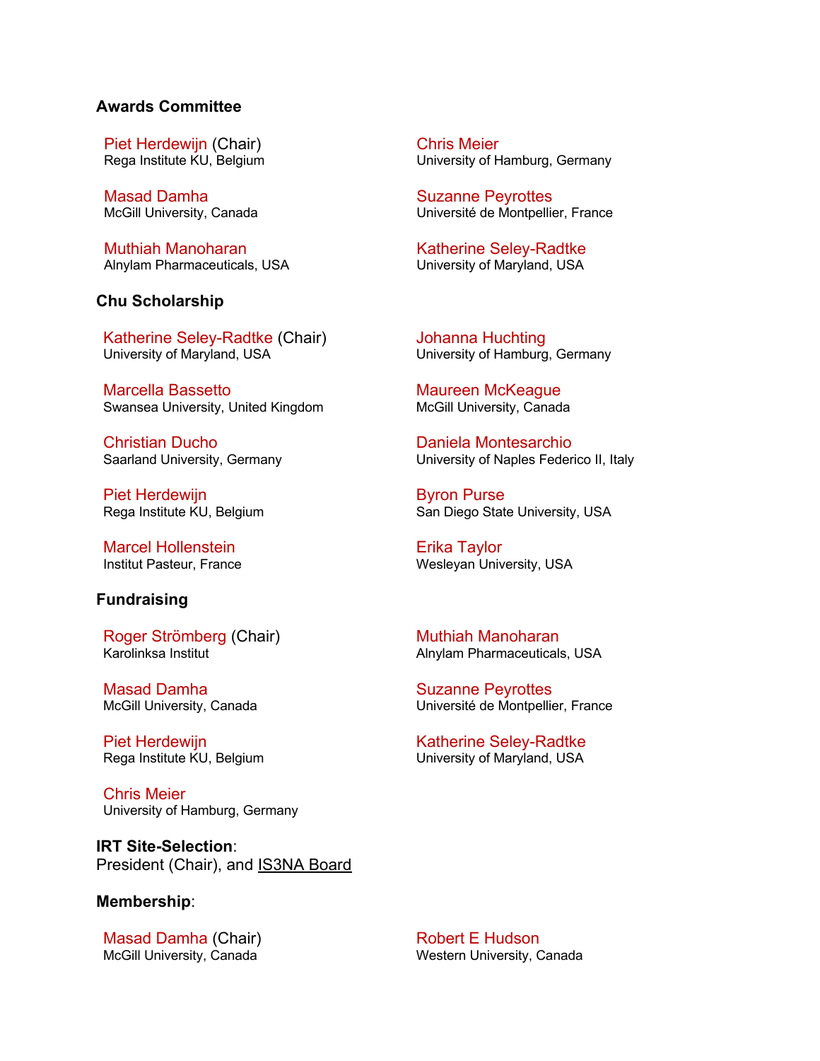## Awards Committee

Piet Herdewijn (Chair)
Rega Institute KU, Belgium

Masad Damha
McGill University, Canada

Muthiah Manoharan
Alnylam Pharmaceuticals, USA

Chris Meier
University of Hamburg, Germany

Suzanne Peyrottes
Université de Montpellier, France

Katherine Seley-Radtke
University of Maryland, USA

## Chu Scholarship

Katherine Seley-Radtke (Chair)
University of Maryland, USA

Marcella Bassetto
Swansea University, United Kingdom

Christian Ducho
Saarland University, Germany

Piet Herdewijn
Rega Institute KU, Belgium

Marcel Hollenstein
Institut Pasteur, France

Johanna Huchting
University of Hamburg, Germany

Maureen McKeague
McGill University, Canada

Daniela Montesarchio
University of Naples Federico II, Italy

Byron Purse
San Diego State University, USA

Erika Taylor
Wesleyan University, USA

## Fundraising

Roger Strömberg (Chair)
Karolinksa Institut

Masad Damha
McGill University, Canada

Piet Herdewijn
Rega Institute KU, Belgium

Chris Meier
University of Hamburg, Germany

Muthiah Manoharan
Alnylam Pharmaceuticals, USA

Suzanne Peyrottes
Université de Montpellier, France

Katherine Seley-Radtke
University of Maryland, USA

## IRT Site-Selection:

President (Chair), and IS3NA Board

## Membership:

Masad Damha (Chair)
McGill University, Canada

Robert E Hudson
Western University, Canada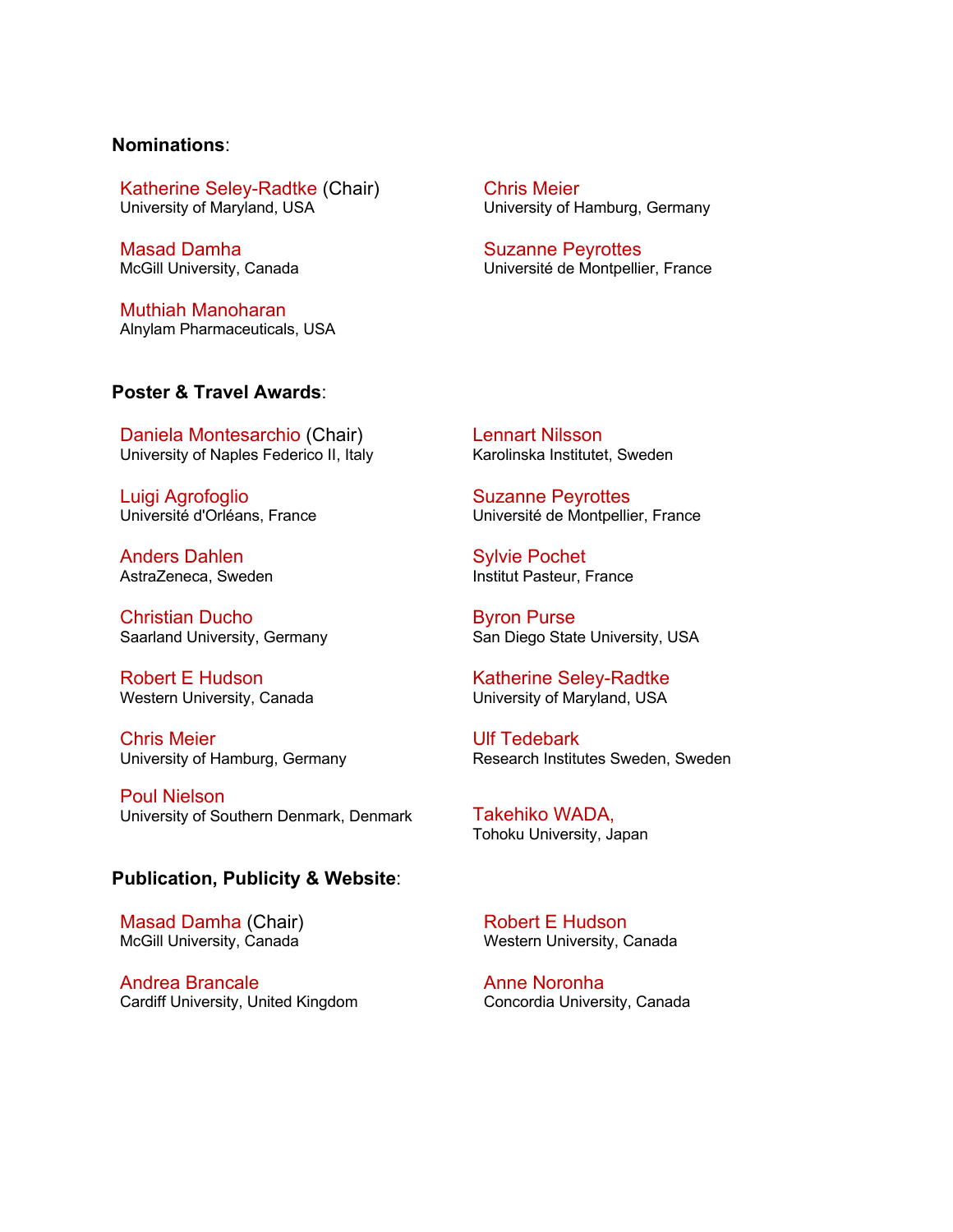**Nominations**:

Katherine Seley-Radtke (Chair)
University of Maryland, USA

Masad Damha
McGill University, Canada

Muthiah Manoharan
Alnylam Pharmaceuticals, USA

Chris Meier
University of Hamburg, Germany

Suzanne Peyrottes
Université de Montpellier, France

**Poster & Travel Awards**:

Daniela Montesarchio (Chair)
University of Naples Federico II, Italy

Luigi Agrofoglio
Université d'Orléans, France

Anders Dahlen
AstraZeneca, Sweden

Christian Ducho
Saarland University, Germany

Robert E Hudson
Western University, Canada

Chris Meier
University of Hamburg, Germany

Poul Nielson
University of Southern Denmark, Denmark

Lennart Nilsson
Karolinska Institutet, Sweden

Suzanne Peyrottes
Université de Montpellier, France

Sylvie Pochet
Institut Pasteur, France

Byron Purse
San Diego State University, USA

Katherine Seley-Radtke
University of Maryland, USA

Ulf Tedebark
Research Institutes Sweden, Sweden

Takehiko WADA,
Tohoku University, Japan

**Publication, Publicity & Website**:

Masad Damha (Chair)
McGill University, Canada

Andrea Brancale
Cardiff University, United Kingdom

Robert E Hudson
Western University, Canada

Anne Noronha
Concordia University, Canada